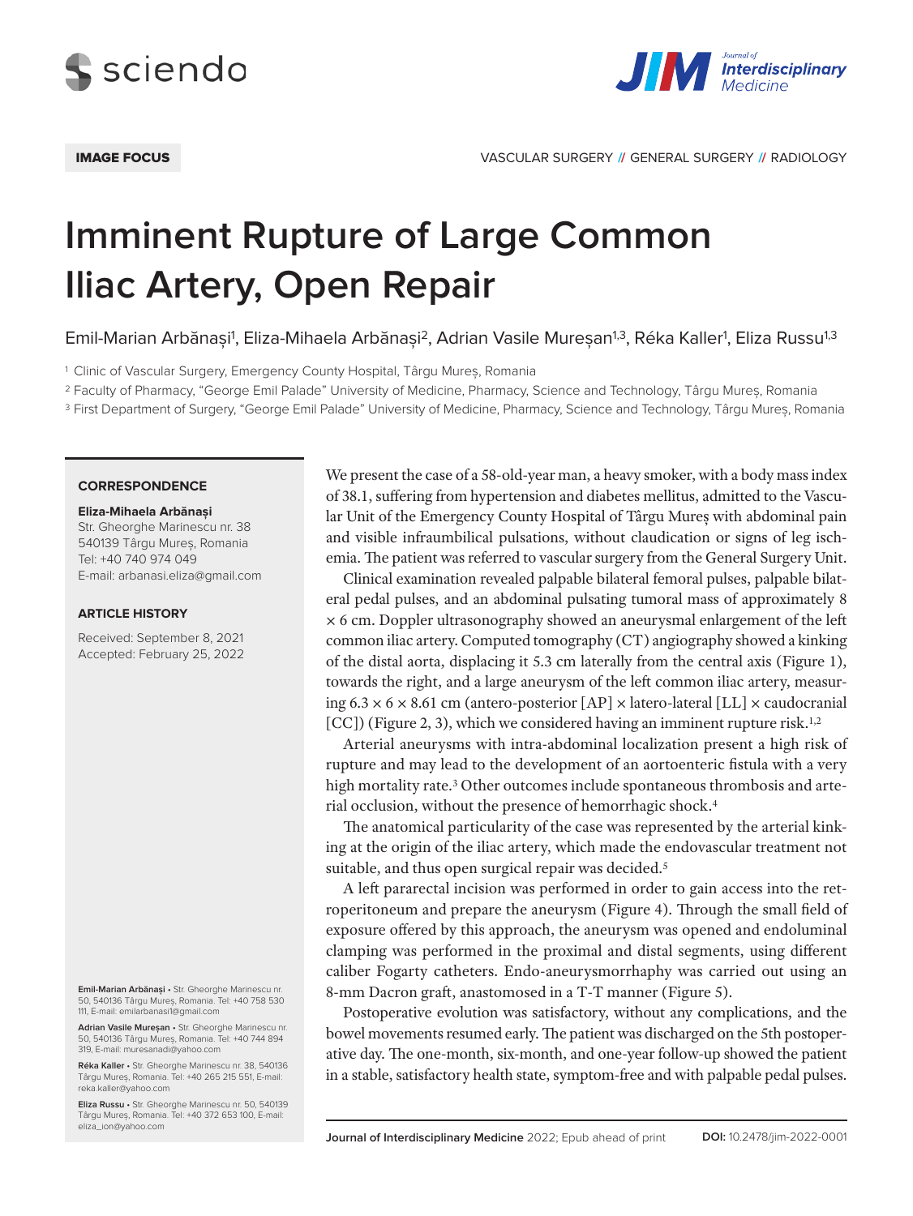IMAGE FOCUS

VASCULAR SURGERY // GENERAL SURGERY // RADIOLOGY

# Imminent Rupture of Large Common Iliac Artery, Open Repair

Emil-Marian Arbănași[1], Eliza-Mihaela Arbănași[2], Adrian Vasile Mureșan[1,3], Réka Kaller[1], Eliza Russu[1,3]

[1] Clinic of Vascular Surgery, Emergency County Hospital, Târgu Mureș, Romania

[2] Faculty of Pharmacy, "George Emil Palade" University of Medicine, Pharmacy, Science and Technology, Târgu Mureș, Romania

[3] First Department of Surgery, "George Emil Palade" University of Medicine, Pharmacy, Science and Technology, Târgu Mureș, Romania

**CORRESPONDENCE**

**Eliza-Mihaela Arbănași**
Str. Gheorghe Marinescu nr. 38
540139 Târgu Mureș, Romania
Tel: +40 740 974 049
E-mail: arbanasi.eliza@gmail.com

**ARTICLE HISTORY**

Received: September 8, 2021
Accepted: February 25, 2022

**Emil-Marian Arbănași** • Str. Gheorghe Marinescu nr. 50, 540136 Târgu Mureș, Romania. Tel: +40 758 530 111, E-mail: emilarbanasi1@gmail.com

**Adrian Vasile Mureșan** • Str. Gheorghe Marinescu nr. 50, 540136 Târgu Mureș, Romania. Tel: +40 744 894 319, E-mail: muresanadi@yahoo.com

**Réka Kaller** • Str. Gheorghe Marinescu nr. 38, 540136 Târgu Mureș, Romania. Tel: +40 265 215 551, E-mail: reka.kaller@yahoo.com

**Eliza Russu** • Str. Gheorghe Marinescu nr. 50, 540139 Târgu Mureș, Romania. Tel: +40 372 653 100, E-mail: eliza_ion@yahoo.com

We present the case of a 58-old-year man, a heavy smoker, with a body mass index of 38.1, suffering from hypertension and diabetes mellitus, admitted to the Vascular Unit of the Emergency County Hospital of Târgu Mureș with abdominal pain and visible infraumbilical pulsations, without claudication or signs of leg ischemia. The patient was referred to vascular surgery from the General Surgery Unit.

Clinical examination revealed palpable bilateral femoral pulses, palpable bilateral pedal pulses, and an abdominal pulsating tumoral mass of approximately 8 × 6 cm. Doppler ultrasonography showed an aneurysmal enlargement of the left common iliac artery. Computed tomography (CT) angiography showed a kinking of the distal aorta, displacing it 5.3 cm laterally from the central axis (Figure 1), towards the right, and a large aneurysm of the left common iliac artery, measuring 6.3 × 6 × 8.61 cm (antero-posterior [AP] × latero-lateral [LL] × caudocranial [CC]) (Figure 2, 3), which we considered having an imminent rupture risk.[1,2]

Arterial aneurysms with intra-abdominal localization present a high risk of rupture and may lead to the development of an aortoenteric fistula with a very high mortality rate.[3] Other outcomes include spontaneous thrombosis and arterial occlusion, without the presence of hemorrhagic shock.[4]

The anatomical particularity of the case was represented by the arterial kinking at the origin of the iliac artery, which made the endovascular treatment not suitable, and thus open surgical repair was decided.[5]

A left pararectal incision was performed in order to gain access into the retroperitoneum and prepare the aneurysm (Figure 4). Through the small field of exposure offered by this approach, the aneurysm was opened and endoluminal clamping was performed in the proximal and distal segments, using different caliber Fogarty catheters. Endo-aneurysmorrhaphy was carried out using an 8-mm Dacron graft, anastomosed in a T-T manner (Figure 5).

Postoperative evolution was satisfactory, without any complications, and the bowel movements resumed early. The patient was discharged on the 5th postoperative day. The one-month, six-month, and one-year follow-up showed the patient in a stable, satisfactory health state, symptom-free and with palpable pedal pulses.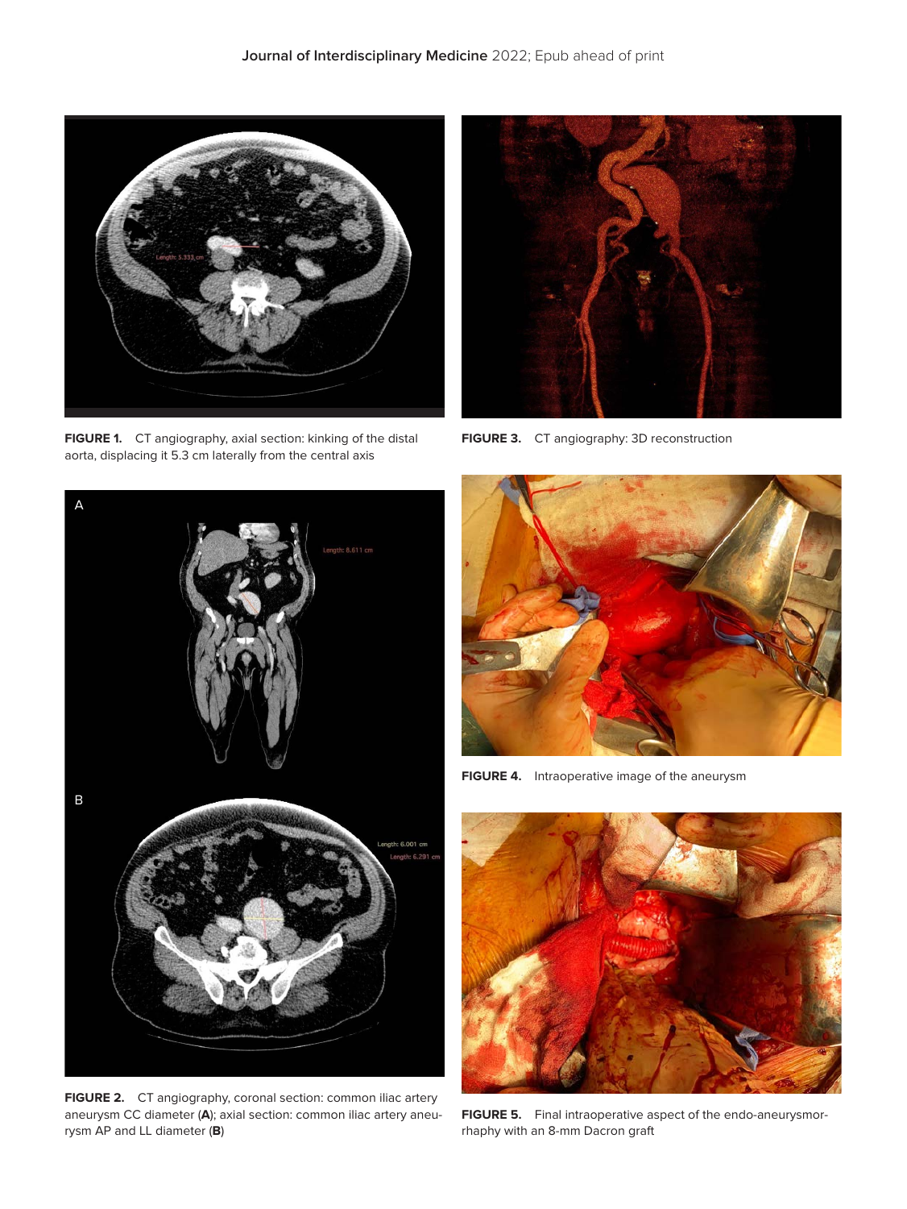FIGURE 1. CT angiography, axial section: kinking of the distal aorta, displacing it 5.3 cm laterally from the central axis

FIGURE 3. CT angiography: 3D reconstruction

FIGURE 2. CT angiography, coronal section: common iliac artery aneurysm CC diameter (**A**); axial section: common iliac artery aneurysm AP and LL diameter (**B**)

FIGURE 4. Intraoperative image of the aneurysm

FIGURE 5. Final intraoperative aspect of the endo-aneurysmorrhaphy with an 8-mm Dacron graft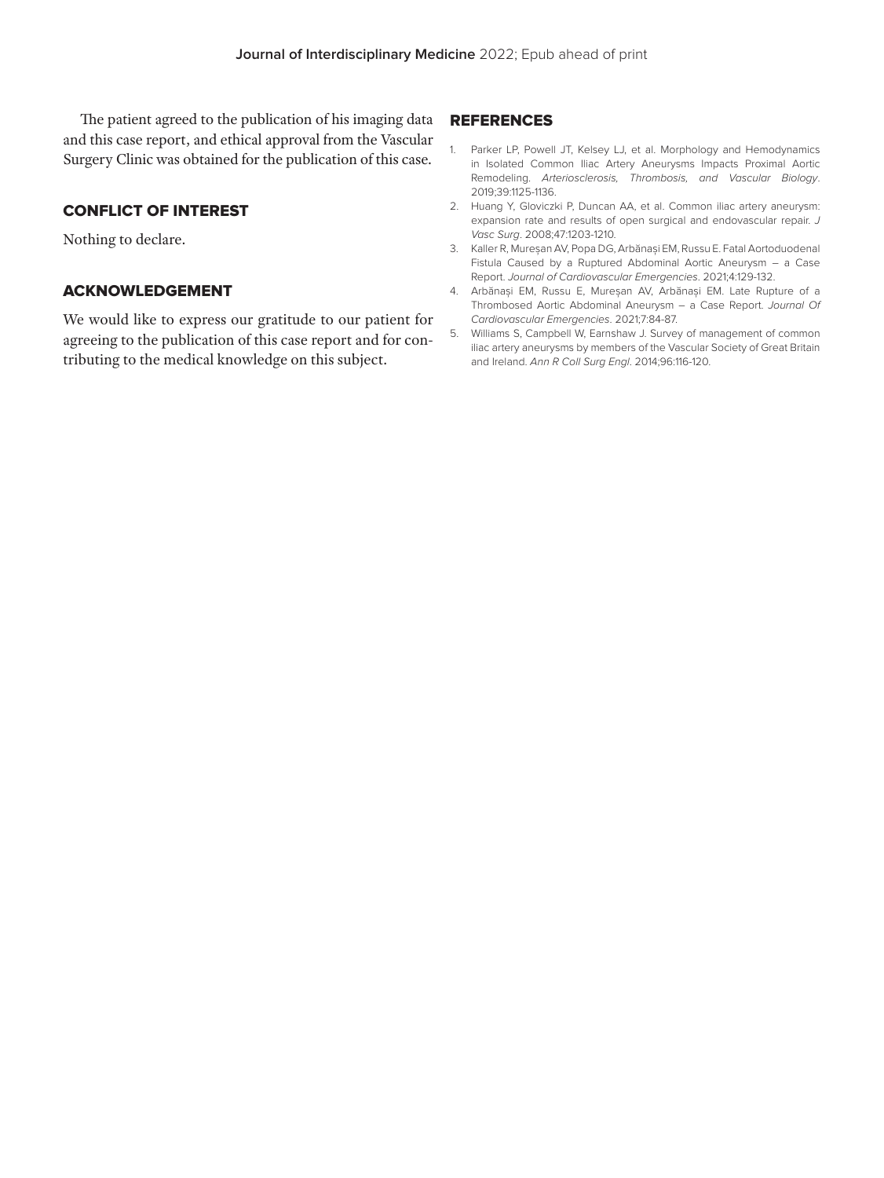The patient agreed to the publication of his imaging data and this case report, and ethical approval from the Vascular Surgery Clinic was obtained for the publication of this case.

## CONFLICT OF INTEREST

Nothing to declare.

## ACKNOWLEDGEMENT

We would like to express our gratitude to our patient for agreeing to the publication of this case report and for contributing to the medical knowledge on this subject.

## REFERENCES

1. Parker LP, Powell JT, Kelsey LJ, et al. Morphology and Hemodynamics in Isolated Common Iliac Artery Aneurysms Impacts Proximal Aortic Remodeling. *Arteriosclerosis, Thrombosis, and Vascular Biology*. 2019;39:1125-1136.
2. Huang Y, Gloviczki P, Duncan AA, et al. Common iliac artery aneurysm: expansion rate and results of open surgical and endovascular repair. *J Vasc Surg*. 2008;47:1203-1210.
3. Kaller R, Mureşan AV, Popa DG, Arbănaşi EM, Russu E. Fatal Aortoduodenal Fistula Caused by a Ruptured Abdominal Aortic Aneurysm – a Case Report. *Journal of Cardiovascular Emergencies*. 2021;4:129-132.
4. Arbănași EM, Russu E, Mureșan AV, Arbănași EM. Late Rupture of a Thrombosed Aortic Abdominal Aneurysm – a Case Report. *Journal Of Cardiovascular Emergencies*. 2021;7:84-87.
5. Williams S, Campbell W, Earnshaw J. Survey of management of common iliac artery aneurysms by members of the Vascular Society of Great Britain and Ireland. *Ann R Coll Surg Engl*. 2014;96:116-120.